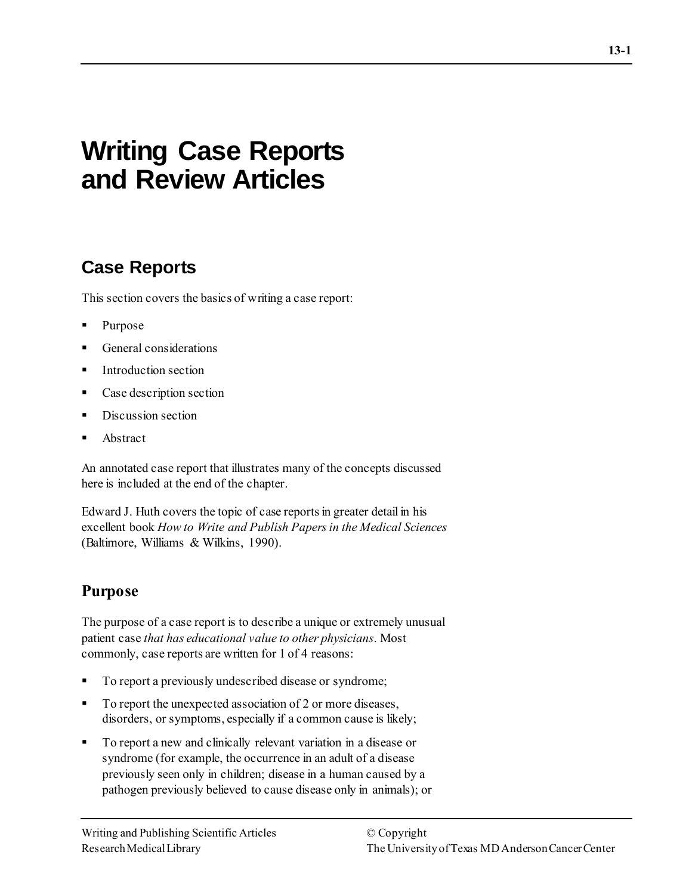# Writing Case Reports and Review Articles

## Case Reports

This section covers the basics of writing a case report:

- Purpose
- General considerations
- Introduction section
- Case description section
- Discussion section
- Abstract

An annotated case report that illustrates many of the concepts discussed here is included at the end of the chapter.

Edward J. Huth covers the topic of case reports in greater detail in his excellent book *How to Write and Publish Papers in the Medical Sciences* (Baltimore, Williams & Wilkins, 1990).

### Purpose

The purpose of a case report is to describe a unique or extremely unusual patient case *that has educational value to other physicians*. Most commonly, case reports are written for 1 of 4 reasons:

- To report a previously undescribed disease or syndrome;
- To report the unexpected association of 2 or more diseases, disorders, or symptoms, especially if a common cause is likely;
- To report a new and clinically relevant variation in a disease or syndrome (for example, the occurrence in an adult of a disease previously seen only in children; disease in a human caused by a pathogen previously believed to cause disease only in animals); or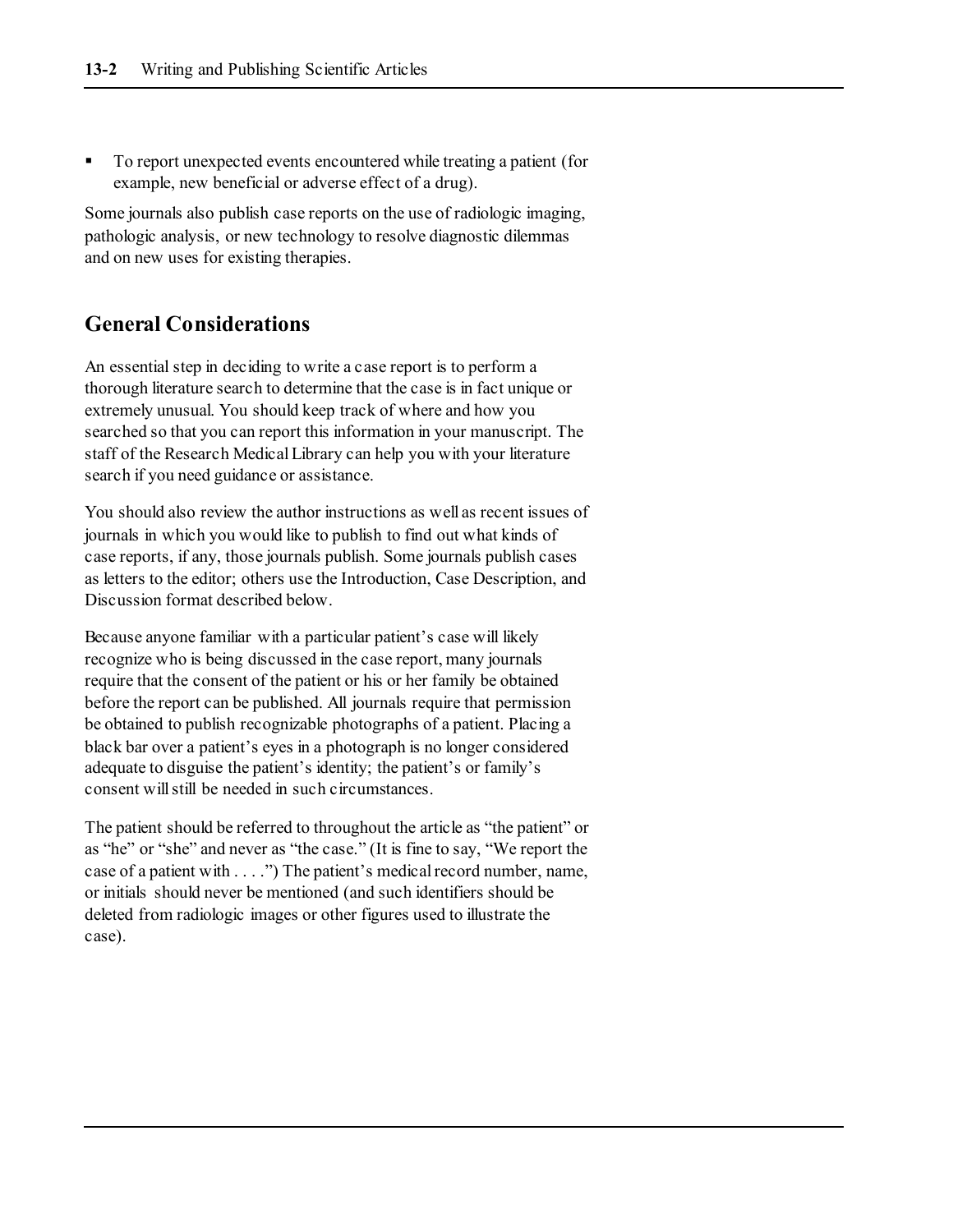- To report unexpected events encountered while treating a patient (for example, new beneficial or adverse effect of a drug).

Some journals also publish case reports on the use of radiologic imaging, pathologic analysis, or new technology to resolve diagnostic dilemmas and on new uses for existing therapies.

## General Considerations

An essential step in deciding to write a case report is to perform a thorough literature search to determine that the case is in fact unique or extremely unusual. You should keep track of where and how you searched so that you can report this information in your manuscript. The staff of the Research Medical Library can help you with your literature search if you need guidance or assistance.

You should also review the author instructions as well as recent issues of journals in which you would like to publish to find out what kinds of case reports, if any, those journals publish. Some journals publish cases as letters to the editor; others use the Introduction, Case Description, and Discussion format described below.

Because anyone familiar with a particular patient's case will likely recognize who is being discussed in the case report, many journals require that the consent of the patient or his or her family be obtained before the report can be published. All journals require that permission be obtained to publish recognizable photographs of a patient. Placing a black bar over a patient's eyes in a photograph is no longer considered adequate to disguise the patient's identity; the patient's or family's consent will still be needed in such circumstances.

The patient should be referred to throughout the article as "the patient" or as "he" or "she" and never as "the case." (It is fine to say, "We report the case of a patient with . . . .") The patient's medical record number, name, or initials should never be mentioned (and such identifiers should be deleted from radiologic images or other figures used to illustrate the case).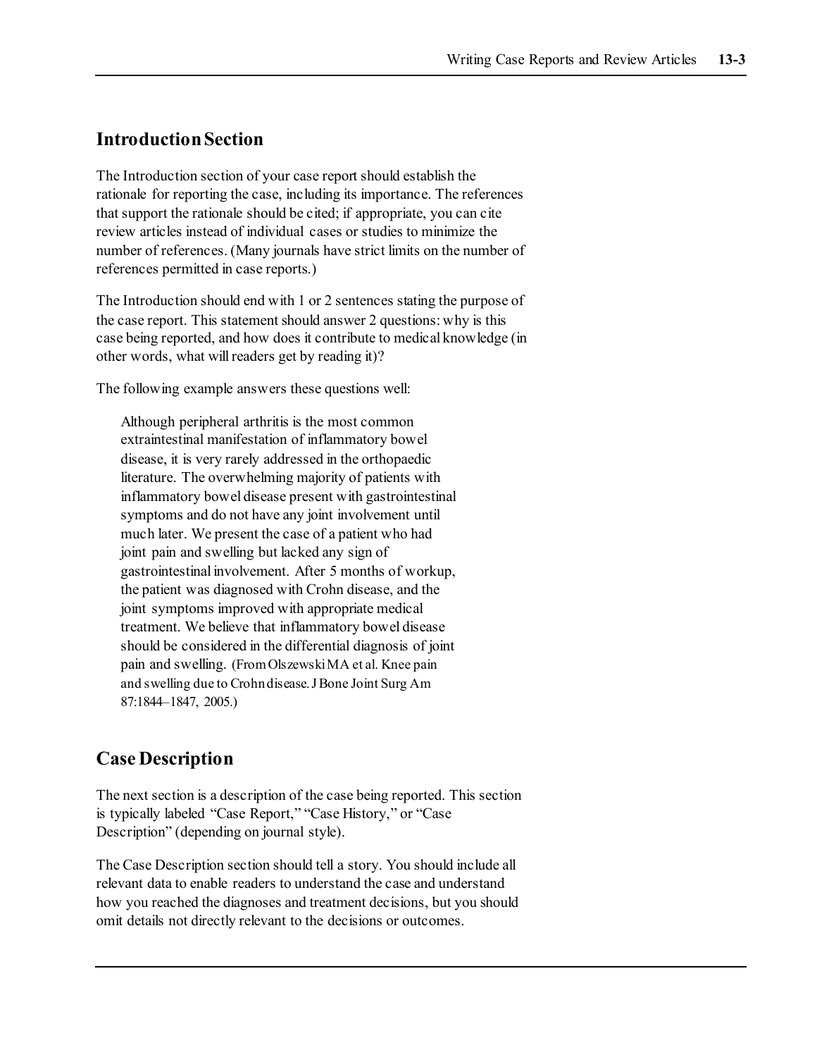## Introduction Section

The Introduction section of your case report should establish the rationale for reporting the case, including its importance. The references that support the rationale should be cited; if appropriate, you can cite review articles instead of individual cases or studies to minimize the number of references. (Many journals have strict limits on the number of references permitted in case reports.)

The Introduction should end with 1 or 2 sentences stating the purpose of the case report. This statement should answer 2 questions: why is this case being reported, and how does it contribute to medical knowledge (in other words, what will readers get by reading it)?

The following example answers these questions well:

> Although peripheral arthritis is the most common extraintestinal manifestation of inflammatory bowel disease, it is very rarely addressed in the orthopaedic literature. The overwhelming majority of patients with inflammatory bowel disease present with gastrointestinal symptoms and do not have any joint involvement until much later. We present the case of a patient who had joint pain and swelling but lacked any sign of gastrointestinal involvement. After 5 months of workup, the patient was diagnosed with Crohn disease, and the joint symptoms improved with appropriate medical treatment. We believe that inflammatory bowel disease should be considered in the differential diagnosis of joint pain and swelling. (From Olszewski MA et al. Knee pain and swelling due to Crohn disease. J Bone Joint Surg Am 87:1844–1847, 2005.)

## Case Description

The next section is a description of the case being reported. This section is typically labeled "Case Report," "Case History," or "Case Description" (depending on journal style).

The Case Description section should tell a story. You should include all relevant data to enable readers to understand the case and understand how you reached the diagnoses and treatment decisions, but you should omit details not directly relevant to the decisions or outcomes.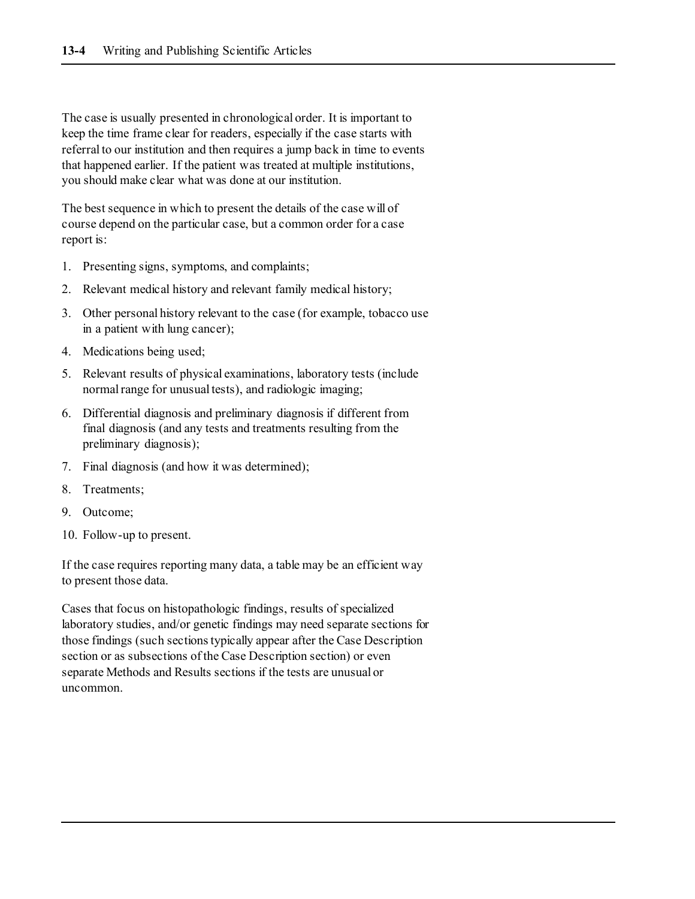The case is usually presented in chronological order. It is important to keep the time frame clear for readers, especially if the case starts with referral to our institution and then requires a jump back in time to events that happened earlier. If the patient was treated at multiple institutions, you should make clear what was done at our institution.

The best sequence in which to present the details of the case will of course depend on the particular case, but a common order for a case report is:

1. Presenting signs, symptoms, and complaints;
2. Relevant medical history and relevant family medical history;
3. Other personal history relevant to the case (for example, tobacco use in a patient with lung cancer);
4. Medications being used;
5. Relevant results of physical examinations, laboratory tests (include normal range for unusual tests), and radiologic imaging;
6. Differential diagnosis and preliminary diagnosis if different from final diagnosis (and any tests and treatments resulting from the preliminary diagnosis);
7. Final diagnosis (and how it was determined);
8. Treatments;
9. Outcome;
10. Follow-up to present.

If the case requires reporting many data, a table may be an efficient way to present those data.

Cases that focus on histopathologic findings, results of specialized laboratory studies, and/or genetic findings may need separate sections for those findings (such sections typically appear after the Case Description section or as subsections of the Case Description section) or even separate Methods and Results sections if the tests are unusual or uncommon.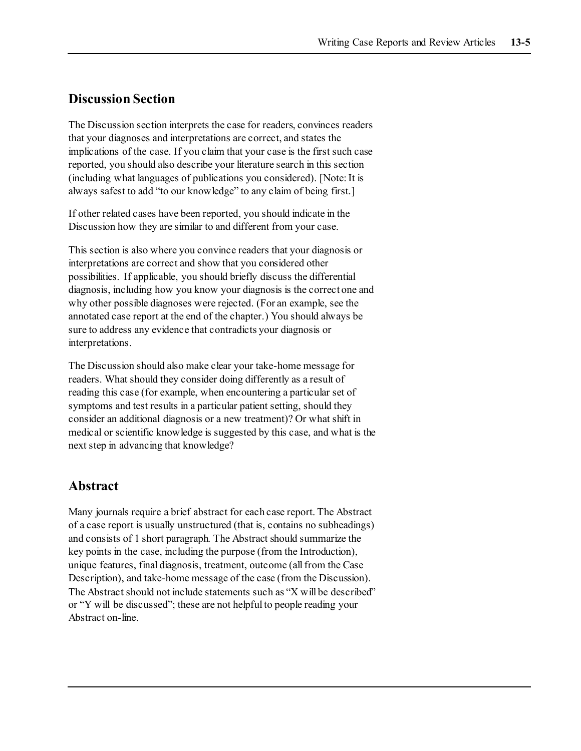## Discussion Section

The Discussion section interprets the case for readers, convinces readers that your diagnoses and interpretations are correct, and states the implications of the case. If you claim that your case is the first such case reported, you should also describe your literature search in this section (including what languages of publications you considered). [Note: It is always safest to add "to our knowledge" to any claim of being first.]

If other related cases have been reported, you should indicate in the Discussion how they are similar to and different from your case.

This section is also where you convince readers that your diagnosis or interpretations are correct and show that you considered other possibilities. If applicable, you should briefly discuss the differential diagnosis, including how you know your diagnosis is the correct one and why other possible diagnoses were rejected. (For an example, see the annotated case report at the end of the chapter.) You should always be sure to address any evidence that contradicts your diagnosis or interpretations.

The Discussion should also make clear your take-home message for readers. What should they consider doing differently as a result of reading this case (for example, when encountering a particular set of symptoms and test results in a particular patient setting, should they consider an additional diagnosis or a new treatment)? Or what shift in medical or scientific knowledge is suggested by this case, and what is the next step in advancing that knowledge?

## Abstract

Many journals require a brief abstract for each case report. The Abstract of a case report is usually unstructured (that is, contains no subheadings) and consists of 1 short paragraph. The Abstract should summarize the key points in the case, including the purpose (from the Introduction), unique features, final diagnosis, treatment, outcome (all from the Case Description), and take-home message of the case (from the Discussion). The Abstract should not include statements such as "X will be described" or "Y will be discussed"; these are not helpful to people reading your Abstract on-line.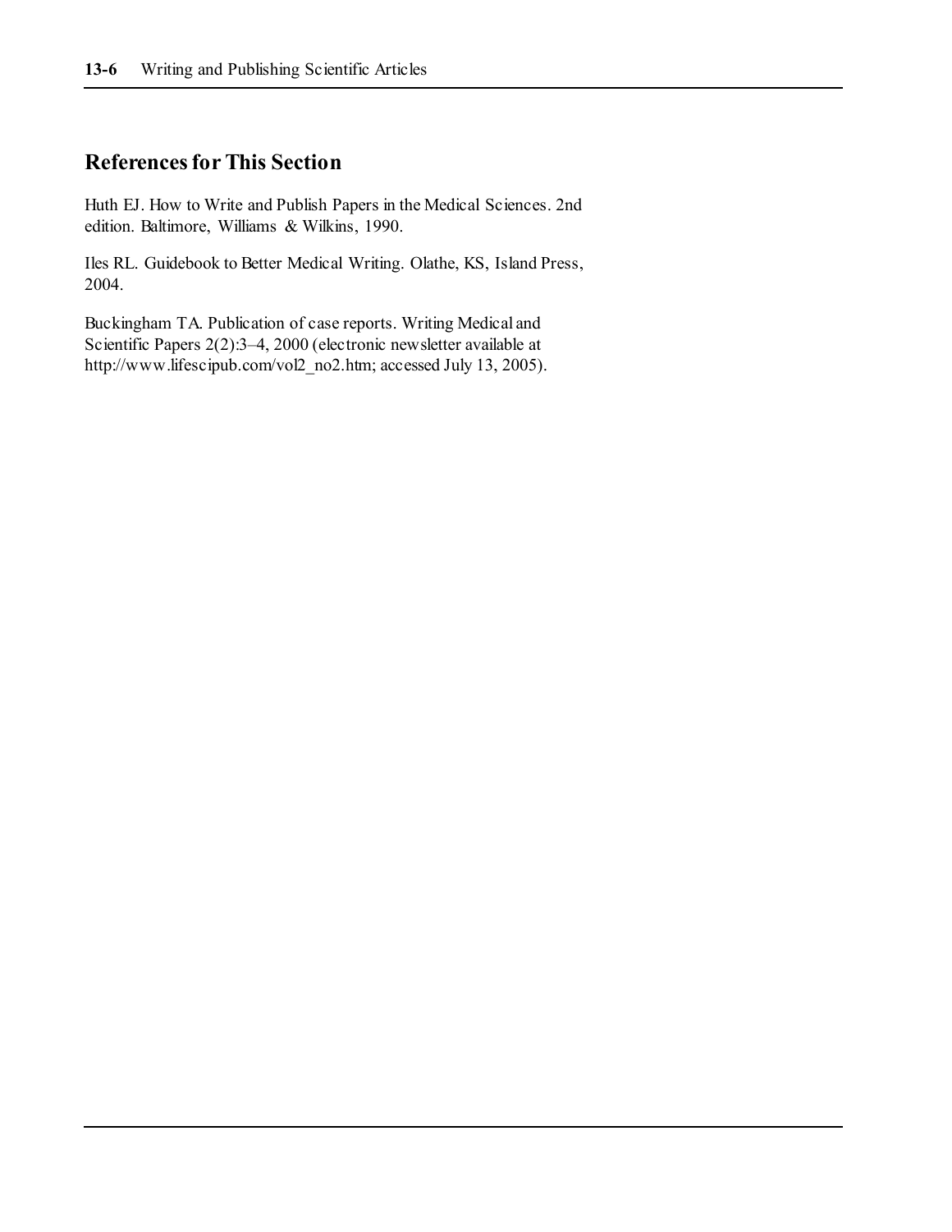## References for This Section

Huth EJ. How to Write and Publish Papers in the Medical Sciences. 2nd edition. Baltimore, Williams & Wilkins, 1990.

Iles RL. Guidebook to Better Medical Writing. Olathe, KS, Island Press, 2004.

Buckingham TA. Publication of case reports. Writing Medical and Scientific Papers 2(2):3–4, 2000 (electronic newsletter available at http://www.lifescipub.com/vol2_no2.htm; accessed July 13, 2005).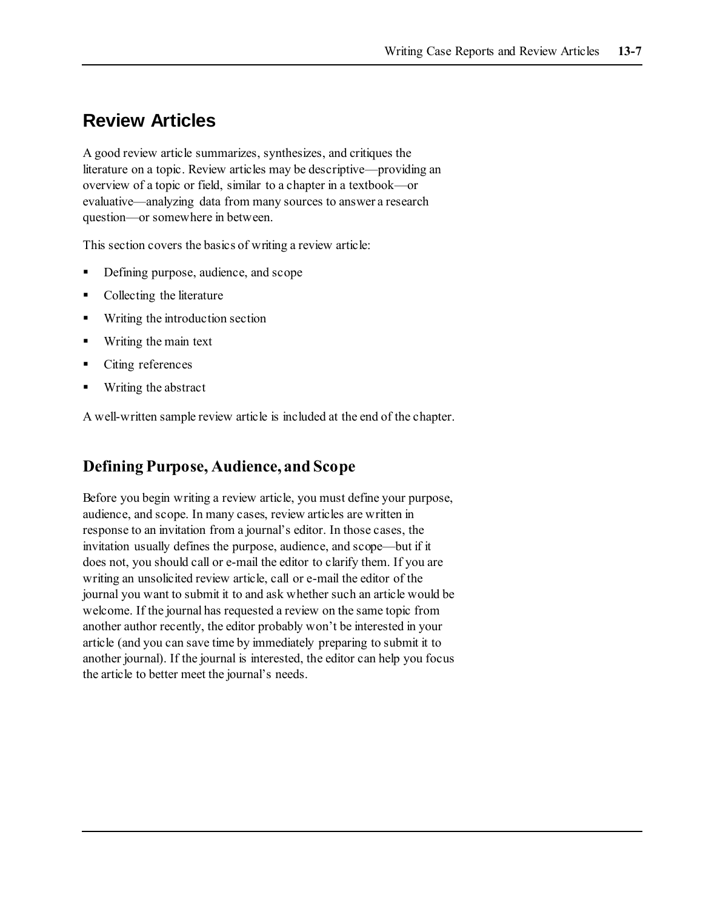## Review Articles

A good review article summarizes, synthesizes, and critiques the literature on a topic. Review articles may be descriptive—providing an overview of a topic or field, similar to a chapter in a textbook—or evaluative—analyzing data from many sources to answer a research question—or somewhere in between.

This section covers the basics of writing a review article:

- Defining purpose, audience, and scope
- Collecting the literature
- Writing the introduction section
- Writing the main text
- Citing references
- Writing the abstract

A well-written sample review article is included at the end of the chapter.

### Defining Purpose, Audience, and Scope

Before you begin writing a review article, you must define your purpose, audience, and scope. In many cases, review articles are written in response to an invitation from a journal's editor. In those cases, the invitation usually defines the purpose, audience, and scope—but if it does not, you should call or e-mail the editor to clarify them. If you are writing an unsolicited review article, call or e-mail the editor of the journal you want to submit it to and ask whether such an article would be welcome. If the journal has requested a review on the same topic from another author recently, the editor probably won't be interested in your article (and you can save time by immediately preparing to submit it to another journal). If the journal is interested, the editor can help you focus the article to better meet the journal's needs.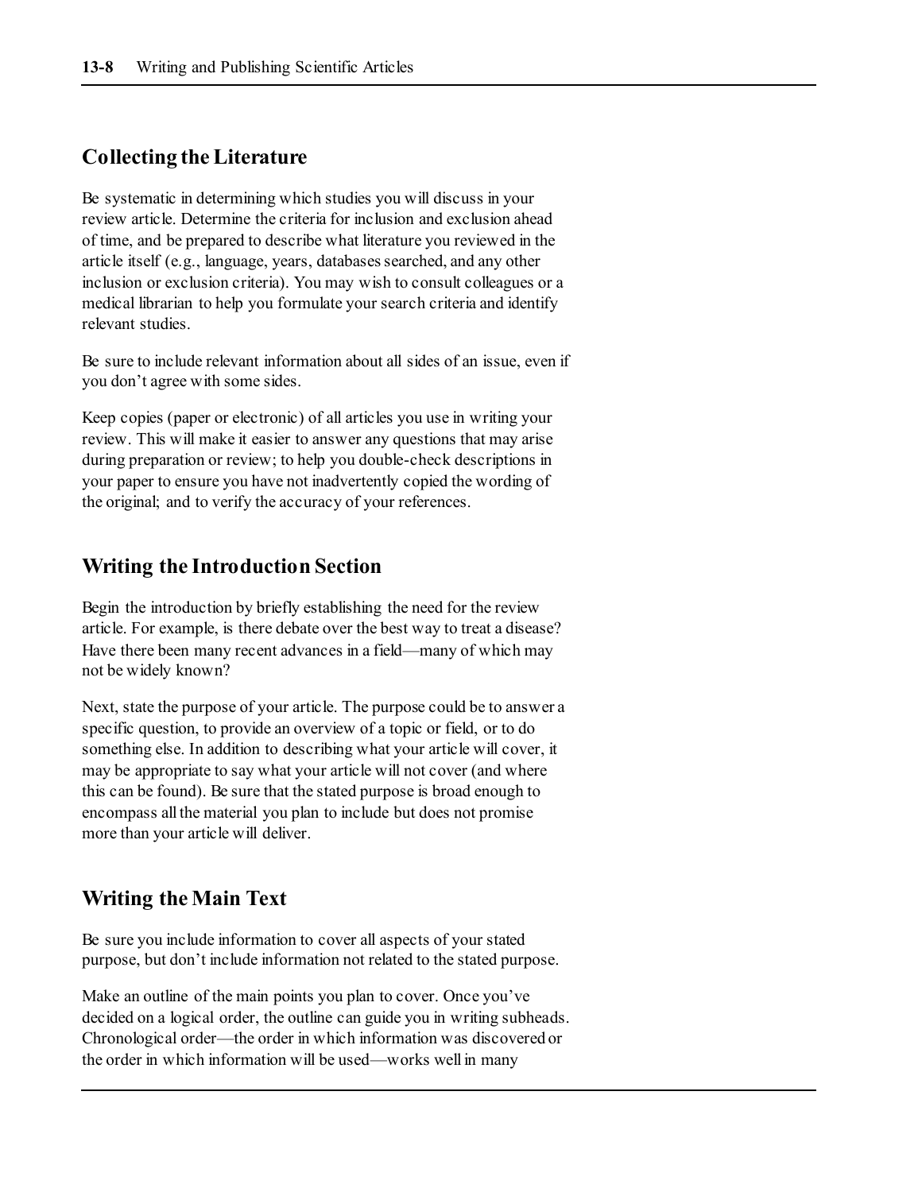## Collecting the Literature

Be systematic in determining which studies you will discuss in your review article. Determine the criteria for inclusion and exclusion ahead of time, and be prepared to describe what literature you reviewed in the article itself (e.g., language, years, databases searched, and any other inclusion or exclusion criteria). You may wish to consult colleagues or a medical librarian to help you formulate your search criteria and identify relevant studies.

Be sure to include relevant information about all sides of an issue, even if you don't agree with some sides.

Keep copies (paper or electronic) of all articles you use in writing your review. This will make it easier to answer any questions that may arise during preparation or review; to help you double-check descriptions in your paper to ensure you have not inadvertently copied the wording of the original; and to verify the accuracy of your references.

## Writing the Introduction Section

Begin the introduction by briefly establishing the need for the review article. For example, is there debate over the best way to treat a disease? Have there been many recent advances in a field—many of which may not be widely known?

Next, state the purpose of your article. The purpose could be to answer a specific question, to provide an overview of a topic or field, or to do something else. In addition to describing what your article will cover, it may be appropriate to say what your article will not cover (and where this can be found). Be sure that the stated purpose is broad enough to encompass all the material you plan to include but does not promise more than your article will deliver.

## Writing the Main Text

Be sure you include information to cover all aspects of your stated purpose, but don't include information not related to the stated purpose.

Make an outline of the main points you plan to cover. Once you've decided on a logical order, the outline can guide you in writing subheads. Chronological order—the order in which information was discovered or the order in which information will be used—works well in many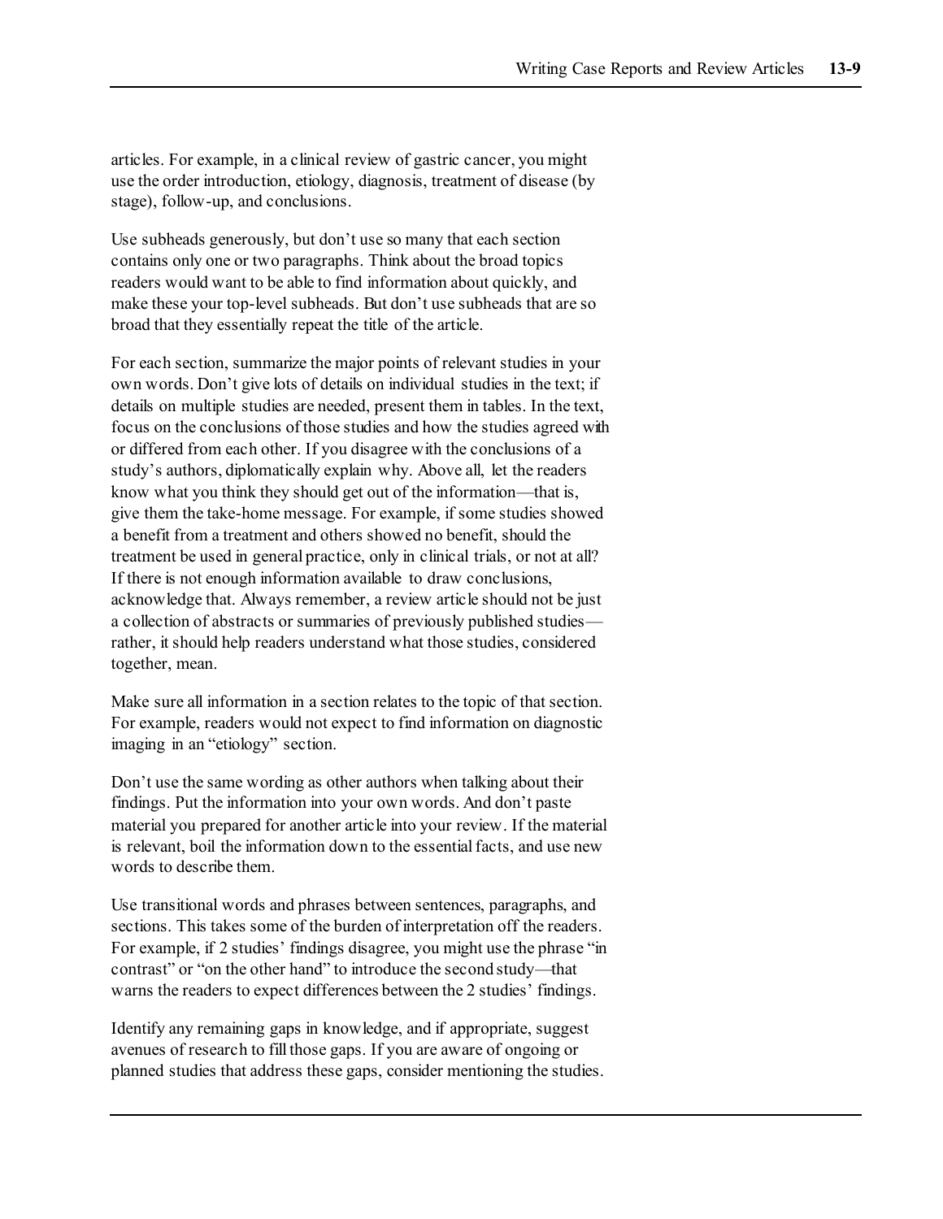articles. For example, in a clinical review of gastric cancer, you might use the order introduction, etiology, diagnosis, treatment of disease (by stage), follow-up, and conclusions.

Use subheads generously, but don't use so many that each section contains only one or two paragraphs. Think about the broad topics readers would want to be able to find information about quickly, and make these your top-level subheads. But don't use subheads that are so broad that they essentially repeat the title of the article.

For each section, summarize the major points of relevant studies in your own words. Don't give lots of details on individual studies in the text; if details on multiple studies are needed, present them in tables. In the text, focus on the conclusions of those studies and how the studies agreed with or differed from each other. If you disagree with the conclusions of a study's authors, diplomatically explain why. Above all, let the readers know what you think they should get out of the information—that is, give them the take-home message. For example, if some studies showed a benefit from a treatment and others showed no benefit, should the treatment be used in general practice, only in clinical trials, or not at all? If there is not enough information available to draw conclusions, acknowledge that. Always remember, a review article should not be just a collection of abstracts or summaries of previously published studies—rather, it should help readers understand what those studies, considered together, mean.

Make sure all information in a section relates to the topic of that section. For example, readers would not expect to find information on diagnostic imaging in an "etiology" section.

Don't use the same wording as other authors when talking about their findings. Put the information into your own words. And don't paste material you prepared for another article into your review. If the material is relevant, boil the information down to the essential facts, and use new words to describe them.

Use transitional words and phrases between sentences, paragraphs, and sections. This takes some of the burden of interpretation off the readers. For example, if 2 studies' findings disagree, you might use the phrase "in contrast" or "on the other hand" to introduce the second study—that warns the readers to expect differences between the 2 studies' findings.

Identify any remaining gaps in knowledge, and if appropriate, suggest avenues of research to fill those gaps. If you are aware of ongoing or planned studies that address these gaps, consider mentioning the studies.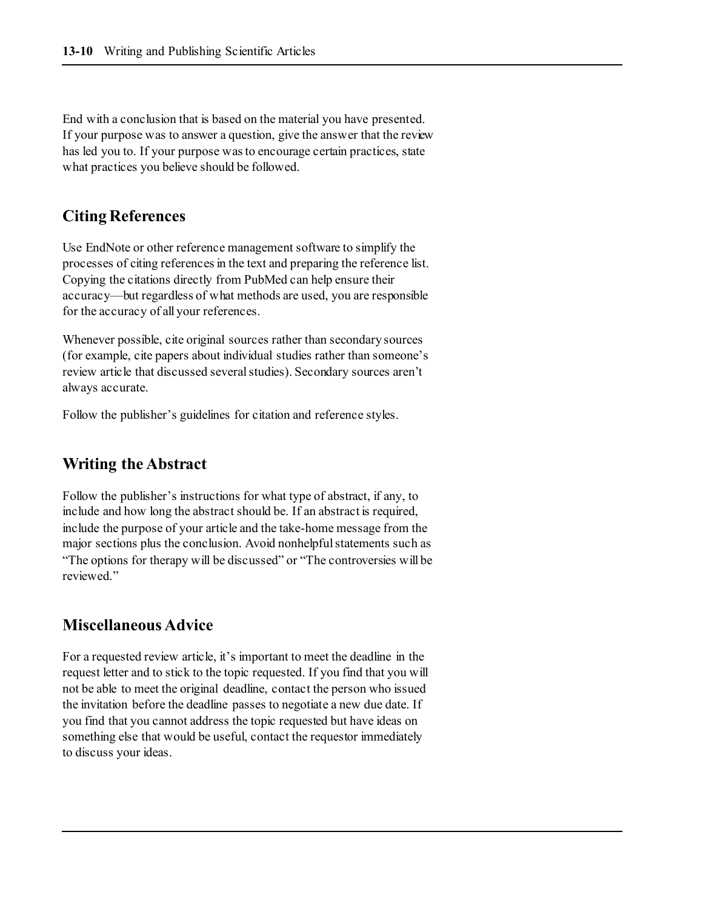End with a conclusion that is based on the material you have presented. If your purpose was to answer a question, give the answer that the review has led you to. If your purpose was to encourage certain practices, state what practices you believe should be followed.

## Citing References

Use EndNote or other reference management software to simplify the processes of citing references in the text and preparing the reference list. Copying the citations directly from PubMed can help ensure their accuracy—but regardless of what methods are used, you are responsible for the accuracy of all your references.

Whenever possible, cite original sources rather than secondary sources (for example, cite papers about individual studies rather than someone's review article that discussed several studies). Secondary sources aren't always accurate.

Follow the publisher's guidelines for citation and reference styles.

## Writing the Abstract

Follow the publisher's instructions for what type of abstract, if any, to include and how long the abstract should be. If an abstract is required, include the purpose of your article and the take-home message from the major sections plus the conclusion. Avoid nonhelpful statements such as "The options for therapy will be discussed" or "The controversies will be reviewed."

## Miscellaneous Advice

For a requested review article, it's important to meet the deadline in the request letter and to stick to the topic requested. If you find that you will not be able to meet the original deadline, contact the person who issued the invitation before the deadline passes to negotiate a new due date. If you find that you cannot address the topic requested but have ideas on something else that would be useful, contact the requestor immediately to discuss your ideas.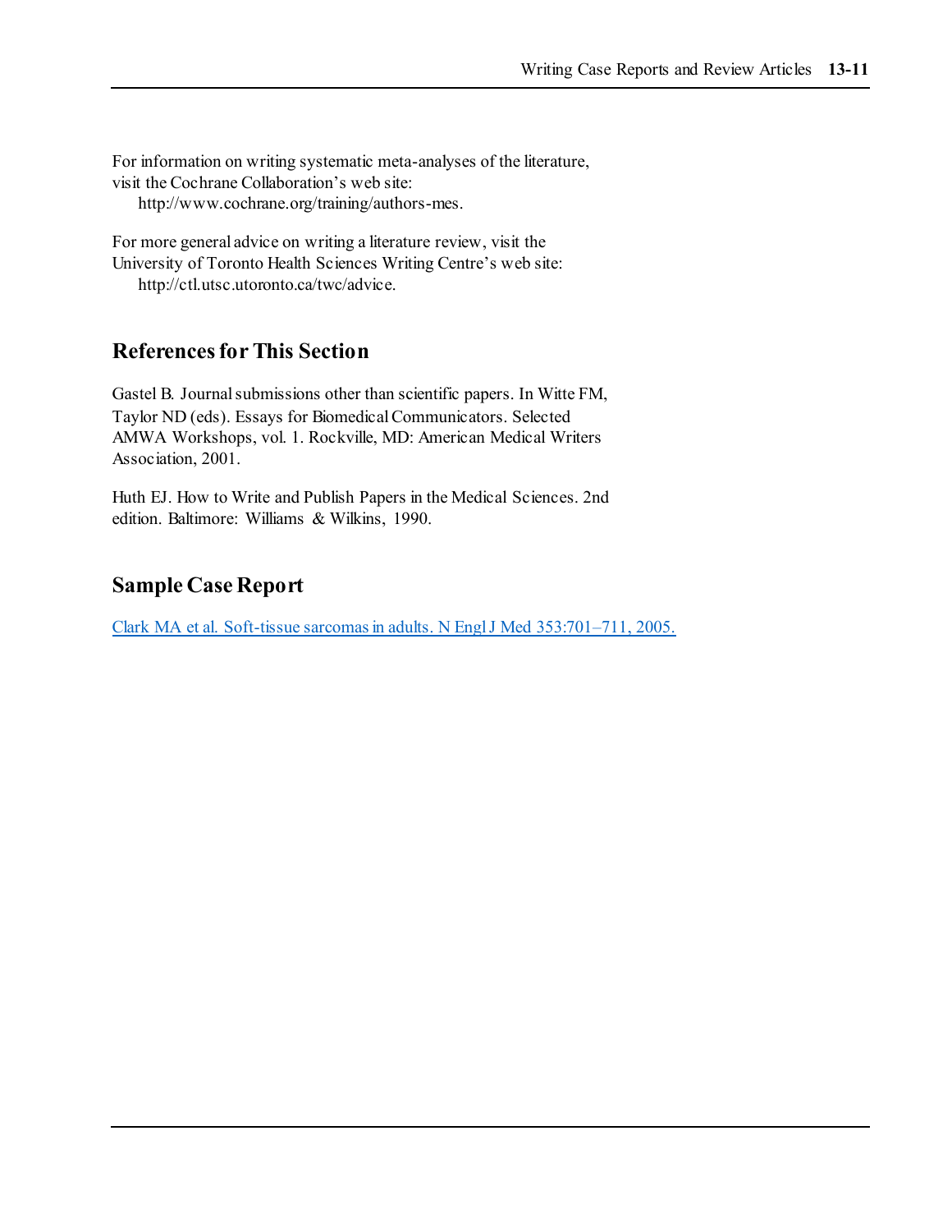For information on writing systematic meta-analyses of the literature, visit the Cochrane Collaboration's web site:
http://www.cochrane.org/training/authors-mes.

For more general advice on writing a literature review, visit the University of Toronto Health Sciences Writing Centre's web site:
http://ctl.utsc.utoronto.ca/twc/advice.

## References for This Section

Gastel B. Journal submissions other than scientific papers. In Witte FM, Taylor ND (eds). Essays for Biomedical Communicators. Selected AMWA Workshops, vol. 1. Rockville, MD: American Medical Writers Association, 2001.

Huth EJ. How to Write and Publish Papers in the Medical Sciences. 2nd edition. Baltimore: Williams & Wilkins, 1990.

## Sample Case Report

Clark MA et al. Soft-tissue sarcomas in adults. N Engl J Med 353:701–711, 2005.